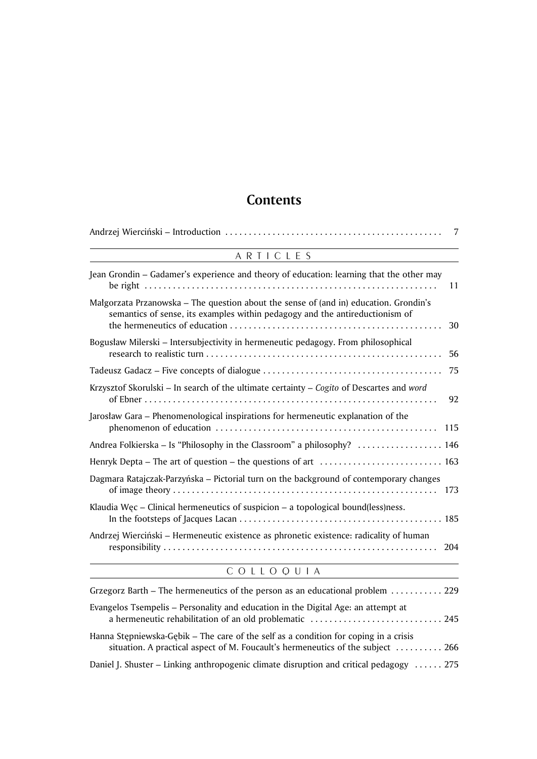# Contents

Andrzej Wierciński – Introduction ............................................. 7

## ARTICLES

Jean Grondin – Gadamer's experience and theory of education: learning that the other may be right ............................................. 11

Małgorzata Przanowska – The question about the sense of (and in) education. Grondin's semantics of sense, its examples within pedagogy and the antireductionism of the hermeneutics of education ............................................. 30

Bogusław Milerski – Intersubjectivity in hermeneutic pedagogy. From philosophical research to realistic turn ............................................. 56

Tadeusz Gadacz – Five concepts of dialogue ............................................. 75

Krzysztof Skorulski – In search of the ultimate certainty – *Cogito* of Descartes and *word* of Ebner ............................................. 92

Jarosław Gara – Phenomenological inspirations for hermeneutic explanation of the phenomenon of education ............................................. 115

Andrea Folkierska – Is "Philosophy in the Classroom" a philosophy? ............................................. 146

Henryk Depta – The art of question – the questions of art ............................................. 163

Dagmara Ratajczak-Parzyńska – Pictorial turn on the background of contemporary changes of image theory ............................................. 173

Klaudia Węc – Clinical hermeneutics of suspicion – a topological bound(less)ness. In the footsteps of Jacques Lacan ............................................. 185

Andrzej Wierciński – Hermeneutic existence as phronetic existence: radicality of human responsibility ............................................. 204

## COLLOQUIA

Grzegorz Barth – The hermeneutics of the person as an educational problem ............................................. 229

Evangelos Tsempelis – Personality and education in the Digital Age: an attempt at a hermeneutic rehabilitation of an old problematic ............................................. 245

Hanna Stępniewska-Gębik – The care of the self as a condition for coping in a crisis situation. A practical aspect of M. Foucault's hermeneutics of the subject ............................................. 266

Daniel J. Shuster – Linking anthropogenic climate disruption and critical pedagogy ............................................. 275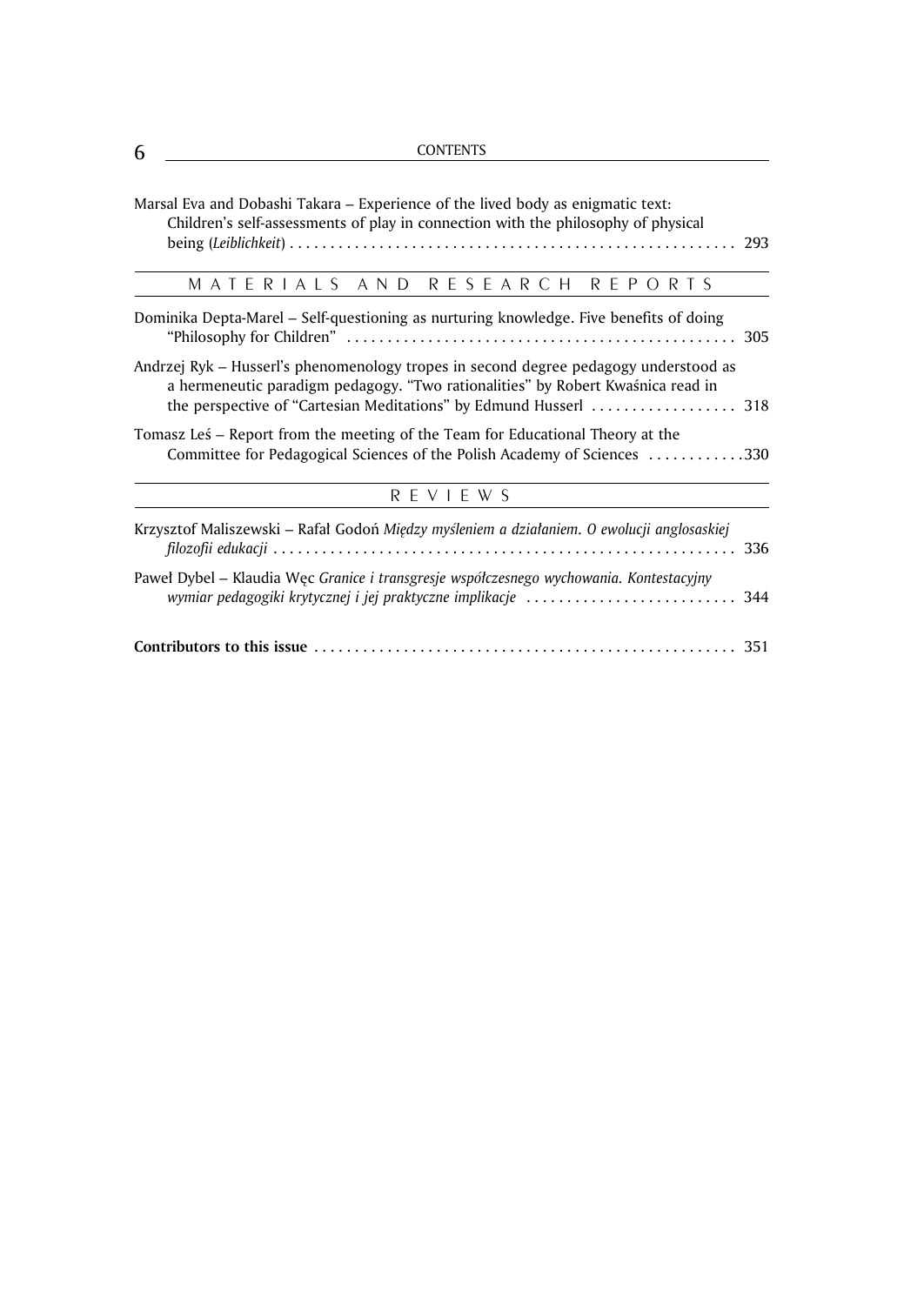Marsal Eva and Dobashi Takara – Experience of the lived body as enigmatic text: Children's self-assessments of play in connection with the philosophy of physical being (*Leiblichkeit*) .......... 293

## MATERIALS AND RESEARCH REPORTS

Dominika Depta-Marel – Self-questioning as nurturing knowledge. Five benefits of doing "Philosophy for Children" .......... 305

Andrzej Ryk – Husserl's phenomenology tropes in second degree pedagogy understood as a hermeneutic paradigm pedagogy. "Two rationalities" by Robert Kwaśnica read in the perspective of "Cartesian Meditations" by Edmund Husserl .......... 318

Tomasz Leś – Report from the meeting of the Team for Educational Theory at the Committee for Pedagogical Sciences of the Polish Academy of Sciences .......... 330

## REVIEWS

Krzysztof Maliszewski – Rafał Godoń *Między myśleniem a działaniem. O ewolucji anglosaskiej filozofii edukacji* .......... 336

Paweł Dybel – Klaudia Węc *Granice i transgresje współczesnego wychowania. Kontestacyjny wymiar pedagogiki krytycznej i jej praktyczne implikacje* .......... 344

**Contributors to this issue** .......... 351